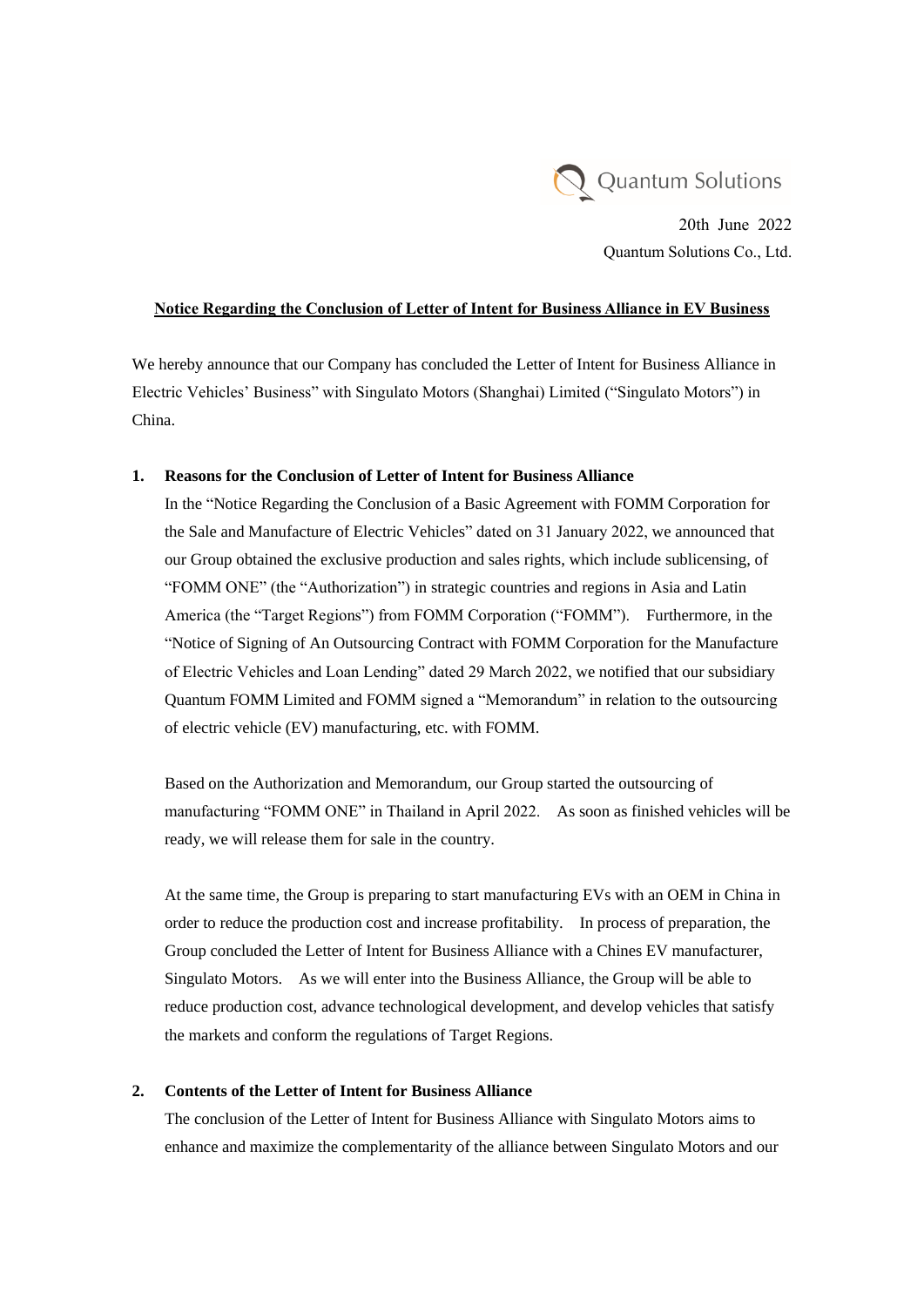Quantum Solutions

20th June 2022

Quantum Solutions Co., Ltd.

**Notice Regarding the Conclusion of Letter of Intent for Business Alliance in EV Business**

We hereby announce that our Company has concluded the Letter of Intent for Business Alliance in Electric Vehicles' Business" with Singulato Motors (Shanghai) Limited ("Singulato Motors") in China.

**1. Reasons for the Conclusion of Letter of Intent for Business Alliance**

In the "Notice Regarding the Conclusion of a Basic Agreement with FOMM Corporation for the Sale and Manufacture of Electric Vehicles" dated on 31 January 2022, we announced that our Group obtained the exclusive production and sales rights, which include sublicensing, of "FOMM ONE" (the "Authorization") in strategic countries and regions in Asia and Latin America (the "Target Regions") from FOMM Corporation ("FOMM"). Furthermore, in the "Notice of Signing of An Outsourcing Contract with FOMM Corporation for the Manufacture of Electric Vehicles and Loan Lending" dated 29 March 2022, we notified that our subsidiary Quantum FOMM Limited and FOMM signed a "Memorandum" in relation to the outsourcing of electric vehicle (EV) manufacturing, etc. with FOMM.

Based on the Authorization and Memorandum, our Group started the outsourcing of manufacturing "FOMM ONE" in Thailand in April 2022. As soon as finished vehicles will be ready, we will release them for sale in the country.

At the same time, the Group is preparing to start manufacturing EVs with an OEM in China in order to reduce the production cost and increase profitability. In process of preparation, the Group concluded the Letter of Intent for Business Alliance with a Chines EV manufacturer, Singulato Motors. As we will enter into the Business Alliance, the Group will be able to reduce production cost, advance technological development, and develop vehicles that satisfy the markets and conform the regulations of Target Regions.

**2. Contents of the Letter of Intent for Business Alliance**

The conclusion of the Letter of Intent for Business Alliance with Singulato Motors aims to enhance and maximize the complementarity of the alliance between Singulato Motors and our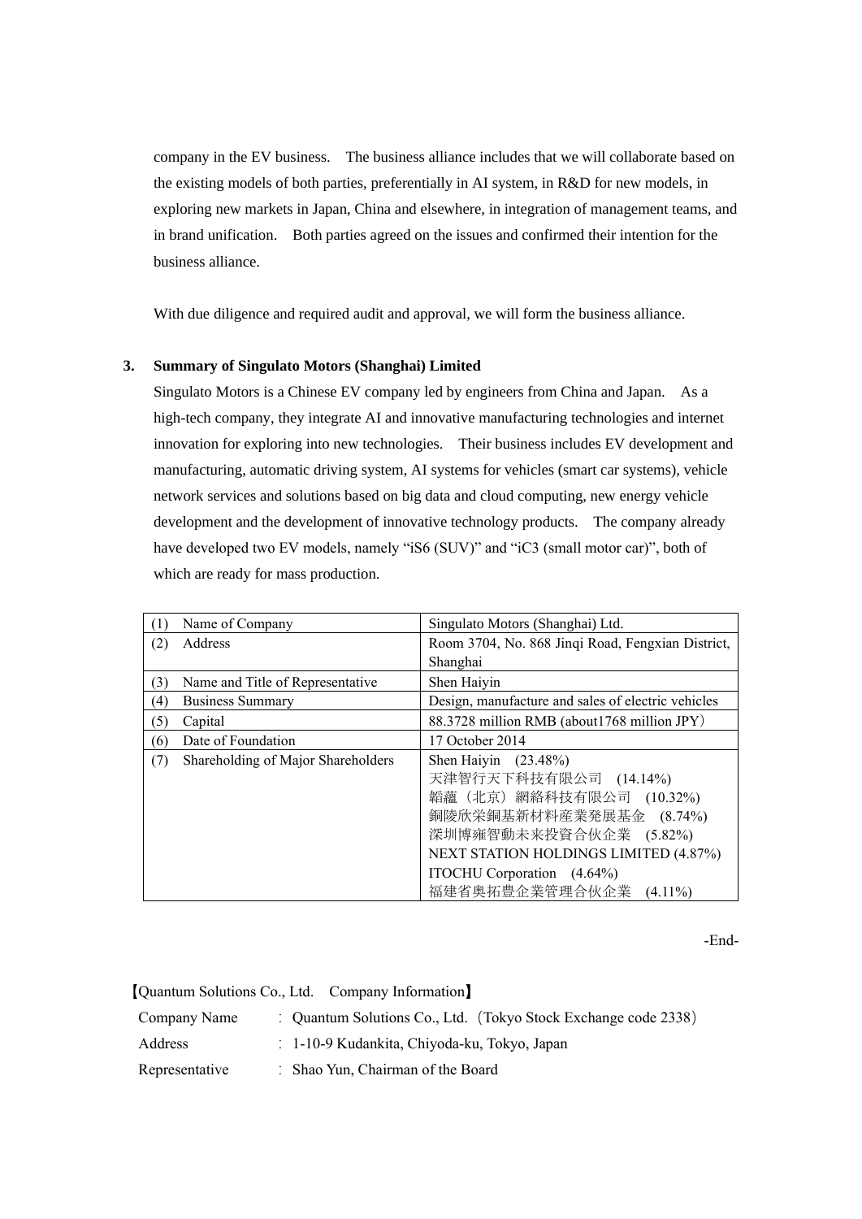company in the EV business.　The business alliance includes that we will collaborate based on the existing models of both parties, preferentially in AI system, in R&D for new models, in exploring new markets in Japan, China and elsewhere, in integration of management teams, and in brand unification.　Both parties agreed on the issues and confirmed their intention for the business alliance.

With due diligence and required audit and approval, we will form the business alliance.

**3. Summary of Singulato Motors (Shanghai) Limited**

Singulato Motors is a Chinese EV company led by engineers from China and Japan.　As a high-tech company, they integrate AI and innovative manufacturing technologies and internet innovation for exploring into new technologies.　Their business includes EV development and manufacturing, automatic driving system, AI systems for vehicles (smart car systems), vehicle network services and solutions based on big data and cloud computing, new energy vehicle development and the development of innovative technology products.　The company already have developed two EV models, namely "iS6 (SUV)" and "iC3 (small motor car)", both of which are ready for mass production.

| | |
|---|---|
| (1) Name of Company | Singulato Motors (Shanghai) Ltd. |
| (2) Address | Room 3704, No. 868 Jinqi Road, Fengxian District, Shanghai |
| (3) Name and Title of Representative | Shen Haiyin |
| (4) Business Summary | Design, manufacture and sales of electric vehicles |
| (5) Capital | 88.3728 million RMB (about1768 million JPY） |
| (6) Date of Foundation | 17 October 2014 |
| (7) Shareholding of Major Shareholders | Shen Haiyin　(23.48%)<br>天津智行天下科技有限公司　(14.14%)<br>韜蘊（北京）網絡科技有限公司　(10.32%)<br>銅陵欣栄銅基新材料産業発展基金　(8.74%)<br>深圳博雍智動未来投資合伙企業　(5.82%)<br>NEXT STATION HOLDINGS LIMITED (4.87%)<br>ITOCHU Corporation　(4.64%)<br>福建省奥拓豊企業管理合伙企業　(4.11%) |

-End-

【Quantum Solutions Co., Ltd.　Company Information】

| | |
|---|---|
| Company Name | ：Quantum Solutions Co., Ltd.（Tokyo Stock Exchange code 2338） |
| Address | ：1-10-9 Kudankita, Chiyoda-ku, Tokyo, Japan |
| Representative | ：Shao Yun, Chairman of the Board |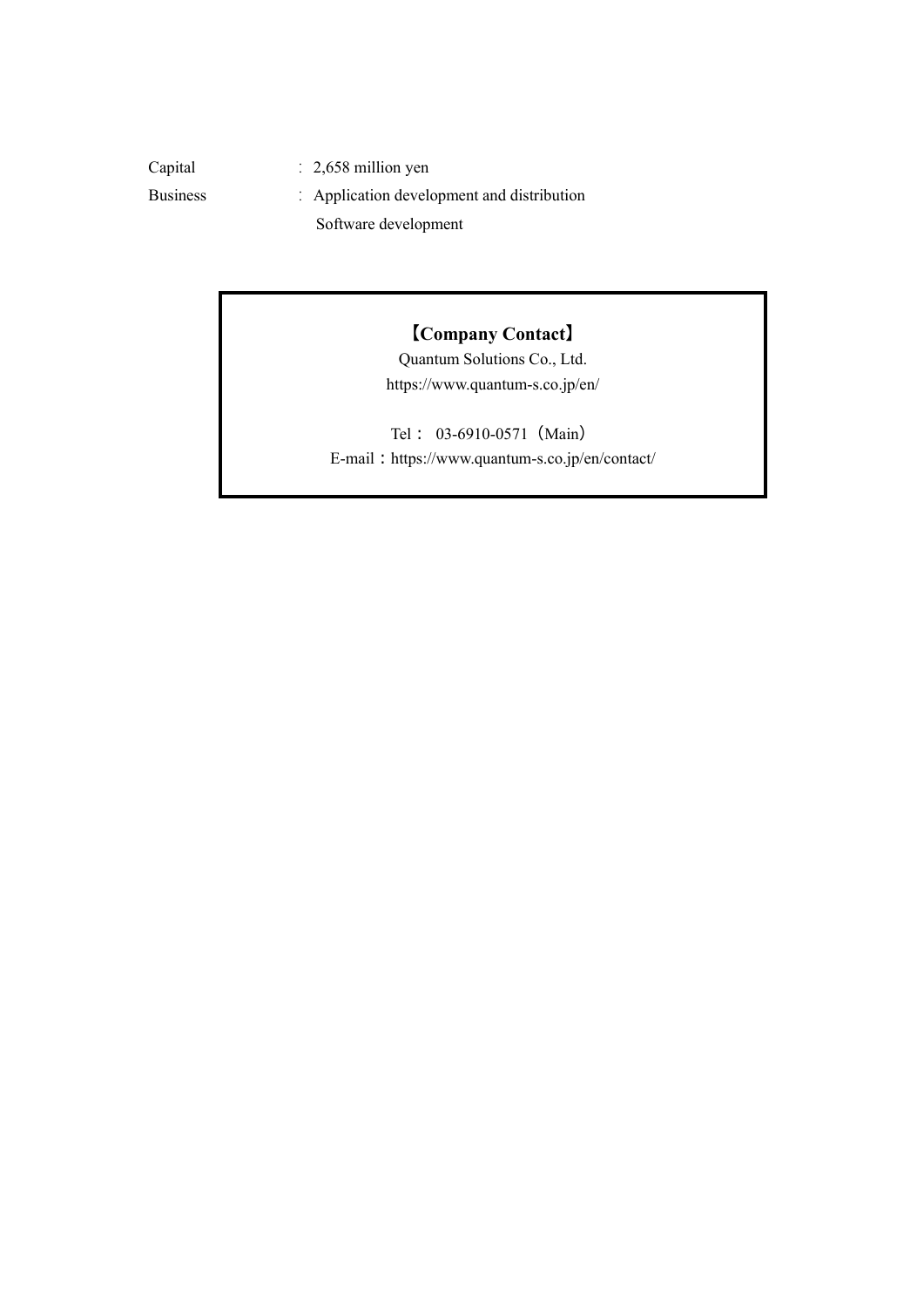Capital　　　　　：2,658 million yen

Business　　　　：Application development and distribution  
　　　　　　　　　Software development

**【Company Contact】**

Quantum Solutions Co., Ltd.

https://www.quantum-s.co.jp/en/

Tel： 03-6910-0571（Main）

E-mail：https://www.quantum-s.co.jp/en/contact/